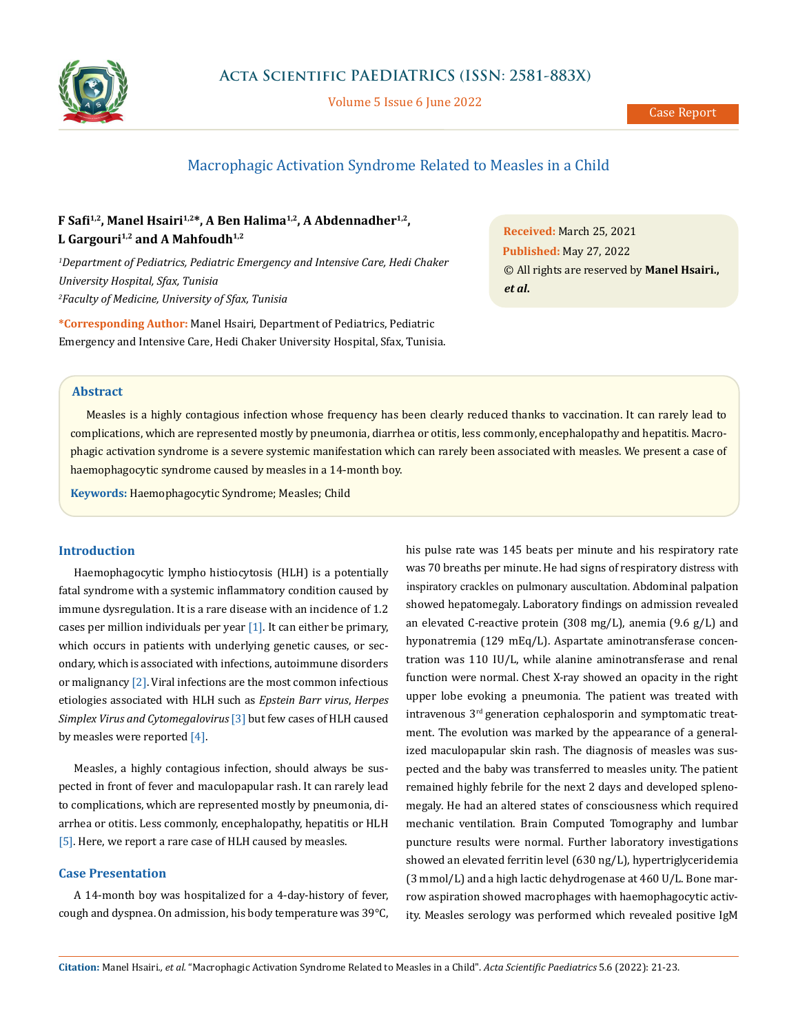# Macrophagic Activation Syndrome Related to Measles in a Child

**F Safi[1,2], Manel Hsairi[1,2]*, A Ben Halima[1,2], A Abdennadher[1,2], L Gargouri[1,2] and A Mahfoudh[1,2]**

*[1]Department of Pediatrics, Pediatric Emergency and Intensive Care, Hedi Chaker University Hospital, Sfax, Tunisia*

*[2]Faculty of Medicine, University of Sfax, Tunisia*

**\*Corresponding Author:** Manel Hsairi, Department of Pediatrics, Pediatric Emergency and Intensive Care, Hedi Chaker University Hospital, Sfax, Tunisia.

**Received:** March 25, 2021

**Published:** May 27, 2022

© All rights are reserved by **Manel Hsairi., *et al*.**

## Abstract

Measles is a highly contagious infection whose frequency has been clearly reduced thanks to vaccination. It can rarely lead to complications, which are represented mostly by pneumonia, diarrhea or otitis, less commonly, encephalopathy and hepatitis. Macrophagic activation syndrome is a severe systemic manifestation which can rarely been associated with measles. We present a case of haemophagocytic syndrome caused by measles in a 14-month boy.

**Keywords:** Haemophagocytic Syndrome; Measles; Child

## Introduction

Haemophagocytic lympho histiocytosis (HLH) is a potentially fatal syndrome with a systemic inflammatory condition caused by immune dysregulation. It is a rare disease with an incidence of 1.2 cases per million individuals per year [1]. It can either be primary, which occurs in patients with underlying genetic causes, or secondary, which is associated with infections, autoimmune disorders or malignancy [2]. Viral infections are the most common infectious etiologies associated with HLH such as *Epstein Barr virus*, *Herpes Simplex Virus and Cytomegalovirus* [3] but few cases of HLH caused by measles were reported [4].

Measles, a highly contagious infection, should always be suspected in front of fever and maculopapular rash. It can rarely lead to complications, which are represented mostly by pneumonia, diarrhea or otitis. Less commonly, encephalopathy, hepatitis or HLH [5]. Here, we report a rare case of HLH caused by measles.

## Case Presentation

A 14-month boy was hospitalized for a 4-day-history of fever, cough and dyspnea. On admission, his body temperature was 39°C, his pulse rate was 145 beats per minute and his respiratory rate was 70 breaths per minute. He had signs of respiratory distress with inspiratory crackles on pulmonary auscultation. Abdominal palpation showed hepatomegaly. Laboratory findings on admission revealed an elevated C-reactive protein (308 mg/L), anemia (9.6 g/L) and hyponatremia (129 mEq/L). Aspartate aminotransferase concentration was 110 IU/L, while alanine aminotransferase and renal function were normal. Chest X-ray showed an opacity in the right upper lobe evoking a pneumonia. The patient was treated with intravenous 3rd generation cephalosporin and symptomatic treatment. The evolution was marked by the appearance of a generalized maculopapular skin rash. The diagnosis of measles was suspected and the baby was transferred to measles unity. The patient remained highly febrile for the next 2 days and developed splenomegaly. He had an altered states of consciousness which required mechanic ventilation. Brain Computed Tomography and lumbar puncture results were normal. Further laboratory investigations showed an elevated ferritin level (630 ng/L), hypertriglyceridemia (3 mmol/L) and a high lactic dehydrogenase at 460 U/L. Bone marrow aspiration showed macrophages with haemophagocytic activity. Measles serology was performed which revealed positive IgM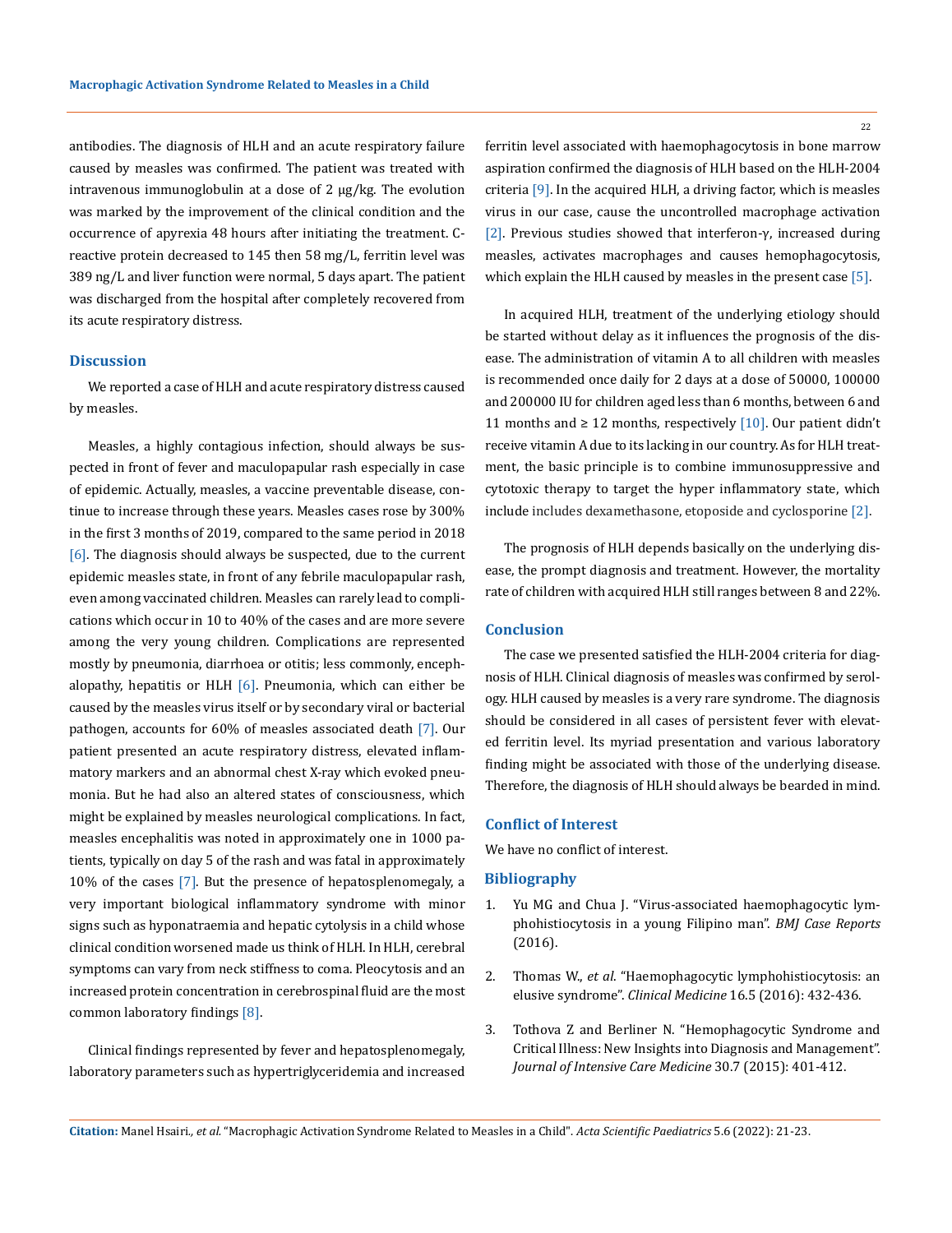antibodies. The diagnosis of HLH and an acute respiratory failure caused by measles was confirmed. The patient was treated with intravenous immunoglobulin at a dose of 2 µg/kg. The evolution was marked by the improvement of the clinical condition and the occurrence of apyrexia 48 hours after initiating the treatment. C-reactive protein decreased to 145 then 58 mg/L, ferritin level was 389 ng/L and liver function were normal, 5 days apart. The patient was discharged from the hospital after completely recovered from its acute respiratory distress.

## Discussion

We reported a case of HLH and acute respiratory distress caused by measles.

Measles, a highly contagious infection, should always be suspected in front of fever and maculopapular rash especially in case of epidemic. Actually, measles, a vaccine preventable disease, continue to increase through these years. Measles cases rose by 300% in the first 3 months of 2019, compared to the same period in 2018 [6]. The diagnosis should always be suspected, due to the current epidemic measles state, in front of any febrile maculopapular rash, even among vaccinated children. Measles can rarely lead to complications which occur in 10 to 40% of the cases and are more severe among the very young children. Complications are represented mostly by pneumonia, diarrhoea or otitis; less commonly, encephalopathy, hepatitis or HLH [6]. Pneumonia, which can either be caused by the measles virus itself or by secondary viral or bacterial pathogen, accounts for 60% of measles associated death [7]. Our patient presented an acute respiratory distress, elevated inflammatory markers and an abnormal chest X-ray which evoked pneumonia. But he had also an altered states of consciousness, which might be explained by measles neurological complications. In fact, measles encephalitis was noted in approximately one in 1000 patients, typically on day 5 of the rash and was fatal in approximately 10% of the cases [7]. But the presence of hepatosplenomegaly, a very important biological inflammatory syndrome with minor signs such as hyponatraemia and hepatic cytolysis in a child whose clinical condition worsened made us think of HLH. In HLH, cerebral symptoms can vary from neck stiffness to coma. Pleocytosis and an increased protein concentration in cerebrospinal fluid are the most common laboratory findings [8].

Clinical findings represented by fever and hepatosplenomegaly, laboratory parameters such as hypertriglyceridemia and increased ferritin level associated with haemophagocytosis in bone marrow aspiration confirmed the diagnosis of HLH based on the HLH-2004 criteria [9]. In the acquired HLH, a driving factor, which is measles virus in our case, cause the uncontrolled macrophage activation [2]. Previous studies showed that interferon-γ, increased during measles, activates macrophages and causes hemophagocytosis, which explain the HLH caused by measles in the present case [5].

In acquired HLH, treatment of the underlying etiology should be started without delay as it influences the prognosis of the disease. The administration of vitamin A to all children with measles is recommended once daily for 2 days at a dose of 50000, 100000 and 200000 IU for children aged less than 6 months, between 6 and 11 months and ≥ 12 months, respectively [10]. Our patient didn't receive vitamin A due to its lacking in our country. As for HLH treatment, the basic principle is to combine immunosuppressive and cytotoxic therapy to target the hyper inflammatory state, which include includes dexamethasone, etoposide and cyclosporine [2].

The prognosis of HLH depends basically on the underlying disease, the prompt diagnosis and treatment. However, the mortality rate of children with acquired HLH still ranges between 8 and 22%.

## Conclusion

The case we presented satisfied the HLH-2004 criteria for diagnosis of HLH. Clinical diagnosis of measles was confirmed by serology. HLH caused by measles is a very rare syndrome. The diagnosis should be considered in all cases of persistent fever with elevated ferritin level. Its myriad presentation and various laboratory finding might be associated with those of the underlying disease. Therefore, the diagnosis of HLH should always be bearded in mind.

## Conflict of Interest

We have no conflict of interest.

## Bibliography

1. Yu MG and Chua J. "Virus-associated haemophagocytic lymphohistiocytosis in a young Filipino man". *BMJ Case Reports* (2016).
2. Thomas W., *et al*. "Haemophagocytic lymphohistiocytosis: an elusive syndrome". *Clinical Medicine* 16.5 (2016): 432-436.
3. Tothova Z and Berliner N. "Hemophagocytic Syndrome and Critical Illness: New Insights into Diagnosis and Management". *Journal of Intensive Care Medicine* 30.7 (2015): 401-412.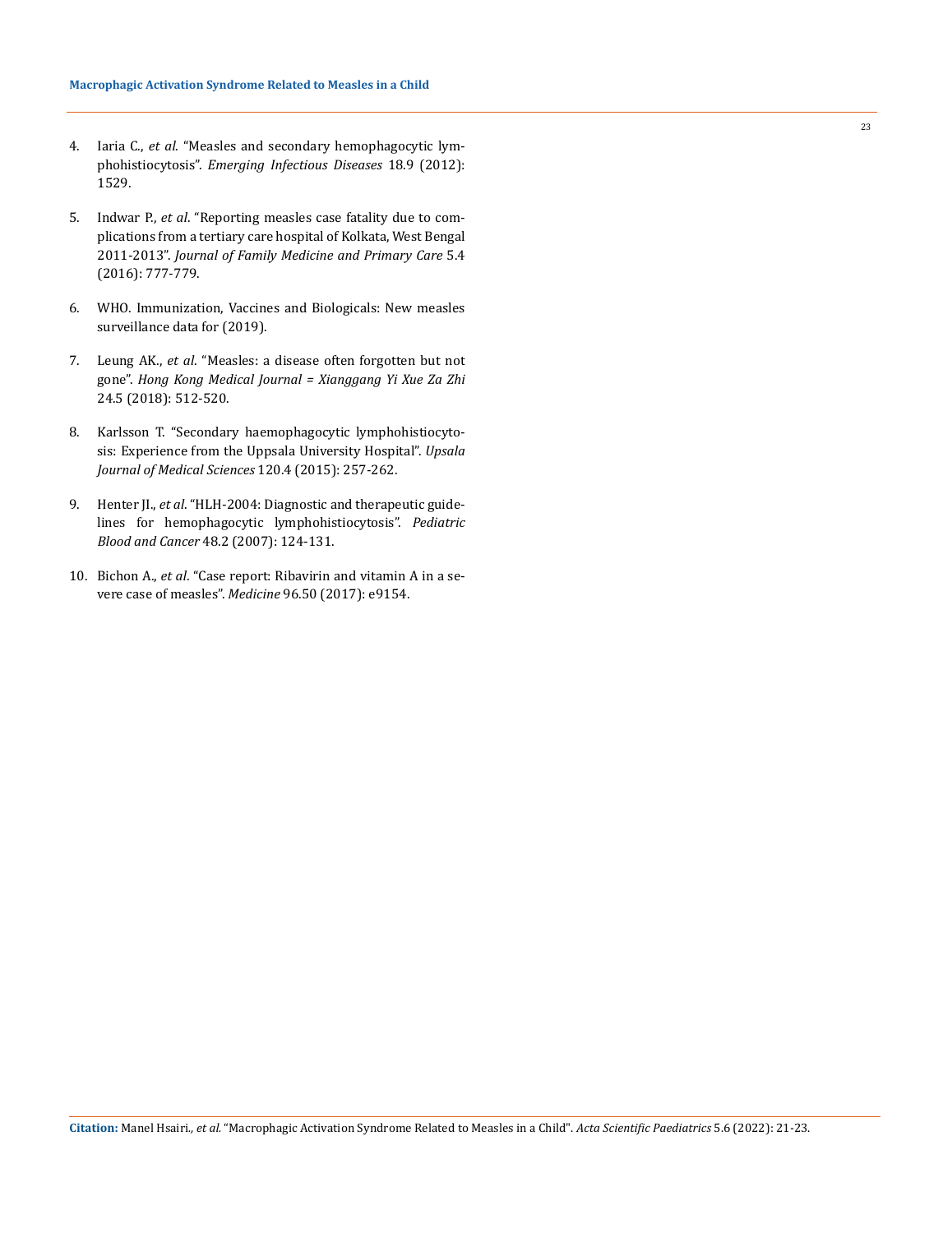4. Iaria C., *et al*. “Measles and secondary hemophagocytic lymphohistiocytosis”. *Emerging Infectious Diseases* 18.9 (2012): 1529.

5. Indwar P., *et al*. “Reporting measles case fatality due to complications from a tertiary care hospital of Kolkata, West Bengal 2011-2013”. *Journal of Family Medicine and Primary Care* 5.4 (2016): 777-779.

6. WHO. Immunization, Vaccines and Biologicals: New measles surveillance data for (2019).

7. Leung AK., *et al*. “Measles: a disease often forgotten but not gone”. *Hong Kong Medical Journal = Xianggang Yi Xue Za Zhi* 24.5 (2018): 512-520.

8. Karlsson T. “Secondary haemophagocytic lymphohistiocytosis: Experience from the Uppsala University Hospital”. *Upsala Journal of Medical Sciences* 120.4 (2015): 257-262.

9. Henter JI., *et al*. “HLH-2004: Diagnostic and therapeutic guidelines for hemophagocytic lymphohistiocytosis”. *Pediatric Blood and Cancer* 48.2 (2007): 124-131.

10. Bichon A., *et al*. “Case report: Ribavirin and vitamin A in a severe case of measles”. *Medicine* 96.50 (2017): e9154.